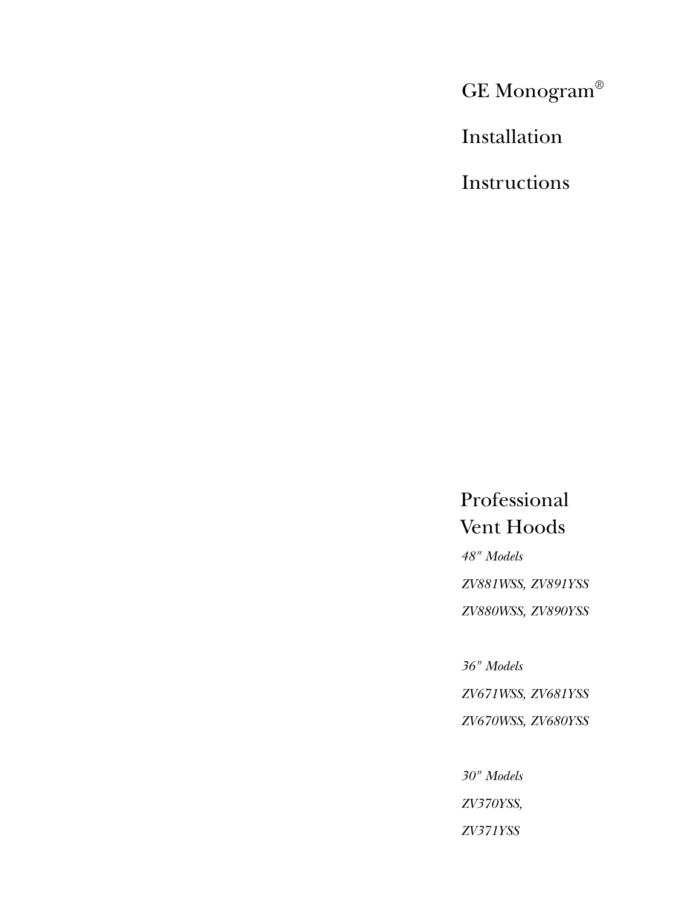# GE Monogram®

# Installation Instructions

## Professional Vent Hoods

*48" Models*

*ZV881WSS, ZV891YSS*

*ZV880WSS, ZV890YSS*

*36" Models*

*ZV671WSS, ZV681YSS*

*ZV670WSS, ZV680YSS*

*30" Models*

*ZV370YSS,*

*ZV371YSS*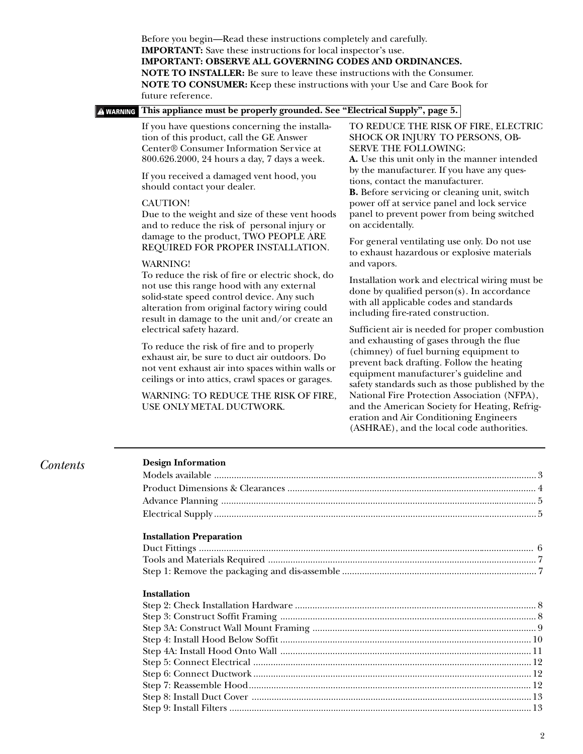Before you begin—Read these instructions completely and carefully.
**IMPORTANT:** Save these instructions for local inspector's use.
**IMPORTANT: OBSERVE ALL GOVERNING CODES AND ORDINANCES.**
**NOTE TO INSTALLER:** Be sure to leave these instructions with the Consumer.
**NOTE TO CONSUMER:** Keep these instructions with your Use and Care Book for future reference.

**⚠ WARNING** **This appliance must be properly grounded. See "Electrical Supply", page 5.**

If you have questions concerning the installation of this product, call the GE Answer Center® Consumer Information Service at 800.626.2000, 24 hours a day, 7 days a week.

If you received a damaged vent hood, you should contact your dealer.

CAUTION!
Due to the weight and size of these vent hoods and to reduce the risk of personal injury or damage to the product, TWO PEOPLE ARE REQUIRED FOR PROPER INSTALLATION.

WARNING!
To reduce the risk of fire or electric shock, do not use this range hood with any external solid-state speed control device. Any such alteration from original factory wiring could result in damage to the unit and/or create an electrical safety hazard.

To reduce the risk of fire and to properly exhaust air, be sure to duct air outdoors. Do not vent exhaust air into spaces within walls or ceilings or into attics, crawl spaces or garages.

WARNING: TO REDUCE THE RISK OF FIRE, USE ONLY METAL DUCTWORK.

TO REDUCE THE RISK OF FIRE, ELECTRIC SHOCK OR INJURY TO PERSONS, OBSERVE THE FOLLOWING:
**A.** Use this unit only in the manner intended by the manufacturer. If you have any questions, contact the manufacturer.
**B.** Before servicing or cleaning unit, switch power off at service panel and lock service panel to prevent power from being switched on accidentally.

For general ventilating use only. Do not use to exhaust hazardous or explosive materials and vapors.

Installation work and electrical wiring must be done by qualified person(s). In accordance with all applicable codes and standards including fire-rated construction.

Sufficient air is needed for proper combustion and exhausting of gases through the flue (chimney) of fuel burning equipment to prevent back drafting. Follow the heating equipment manufacturer's guideline and safety standards such as those published by the National Fire Protection Association (NFPA), and the American Society for Heating, Refrigeration and Air Conditioning Engineers (ASHRAE), and the local code authorities.

## *Contents*

**Design Information**
Models available ..... 3
Product Dimensions & Clearances ..... 4
Advance Planning ..... 5
Electrical Supply ..... 5

**Installation Preparation**
Duct Fittings ..... 6
Tools and Materials Required ..... 7
Step 1: Remove the packaging and dis-assemble ..... 7

**Installation**
Step 2: Check Installation Hardware ..... 8
Step 3: Construct Soffit Framing ..... 8
Step 3A: Construct Wall Mount Framing ..... 9
Step 4: Install Hood Below Soffit ..... 10
Step 4A: Install Hood Onto Wall ..... 11
Step 5: Connect Electrical ..... 12
Step 6: Connect Ductwork ..... 12
Step 7: Reassemble Hood ..... 12
Step 8: Install Duct Cover ..... 13
Step 9: Install Filters ..... 13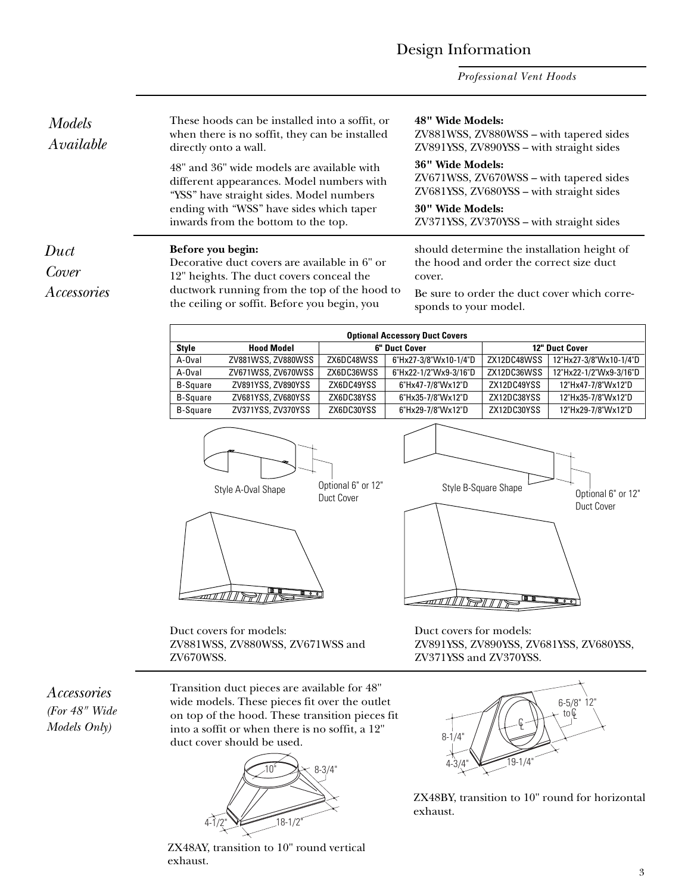# Design Information

*Professional Vent Hoods*

## *Models Available*

These hoods can be installed into a soffit, or when there is no soffit, they can be installed directly onto a wall.

48" and 36" wide models are available with different appearances. Model numbers with "YSS" have straight sides. Model numbers ending with "WSS" have sides which taper inwards from the bottom to the top.

**48" Wide Models:**
ZV881WSS, ZV880WSS – with tapered sides
ZV891YSS, ZV890YSS – with straight sides

**36" Wide Models:**
ZV671WSS, ZV670WSS – with tapered sides
ZV681YSS, ZV680YSS – with straight sides

**30" Wide Models:**
ZV371YSS, ZV370YSS – with straight sides

## *Duct Cover Accessories*

**Before you begin:**
Decorative duct covers are available in 6" or 12" heights. The duct covers conceal the ductwork running from the top of the hood to the ceiling or soffit. Before you begin, you should determine the installation height of the hood and order the correct size duct cover.

Be sure to order the duct cover which corresponds to your model.

**Optional Accessory Duct Covers**

| Style | Hood Model | 6" Duct Cover | | 12" Duct Cover | |
|---|---|---|---|---|---|
| A-Oval | ZV881WSS, ZV880WSS | ZX6DC48WSS | 6"Hx27-3/8"Wx10-1/4"D | ZX12DC48WSS | 12"Hx27-3/8"Wx10-1/4"D |
| A-Oval | ZV671WSS, ZV670WSS | ZX6DC36WSS | 6"Hx22-1/2"Wx9-3/16"D | ZX12DC36WSS | 12"Hx22-1/2"Wx9-3/16"D |
| B-Square | ZV891YSS, ZV890YSS | ZX6DC49YSS | 6"Hx47-7/8"Wx12"D | ZX12DC49YSS | 12"Hx47-7/8"Wx12"D |
| B-Square | ZV681YSS, ZV680YSS | ZX6DC38YSS | 6"Hx35-7/8"Wx12"D | ZX12DC38YSS | 12"Hx35-7/8"Wx12"D |
| B-Square | ZV371YSS, ZV370YSS | ZX6DC30YSS | 6"Hx29-7/8"Wx12"D | ZX12DC30YSS | 12"Hx29-7/8"Wx12"D |

Style A-Oval Shape — Optional 6" or 12" Duct Cover

Style B-Square Shape — Optional 6" or 12" Duct Cover

Duct covers for models:
ZV881WSS, ZV880WSS, ZV671WSS and ZV670WSS.

Duct covers for models:
ZV891YSS, ZV890YSS, ZV681YSS, ZV680YSS, ZV371YSS and ZV370YSS.

## *Accessories (For 48" Wide Models Only)*

Transition duct pieces are available for 48" wide models. These pieces fit over the outlet on top of the hood. These transition pieces fit into a soffit or when there is no soffit, a 12" duct cover should be used.

10" · 8-3/4" · 4-1/2" · 18-1/2"

ZX48AY, transition to 10" round vertical exhaust.

6-5/8" to ℄ · 12" · 8-1/4" · 4-3/4" · 19-1/4"

ZX48BY, transition to 10" round for horizontal exhaust.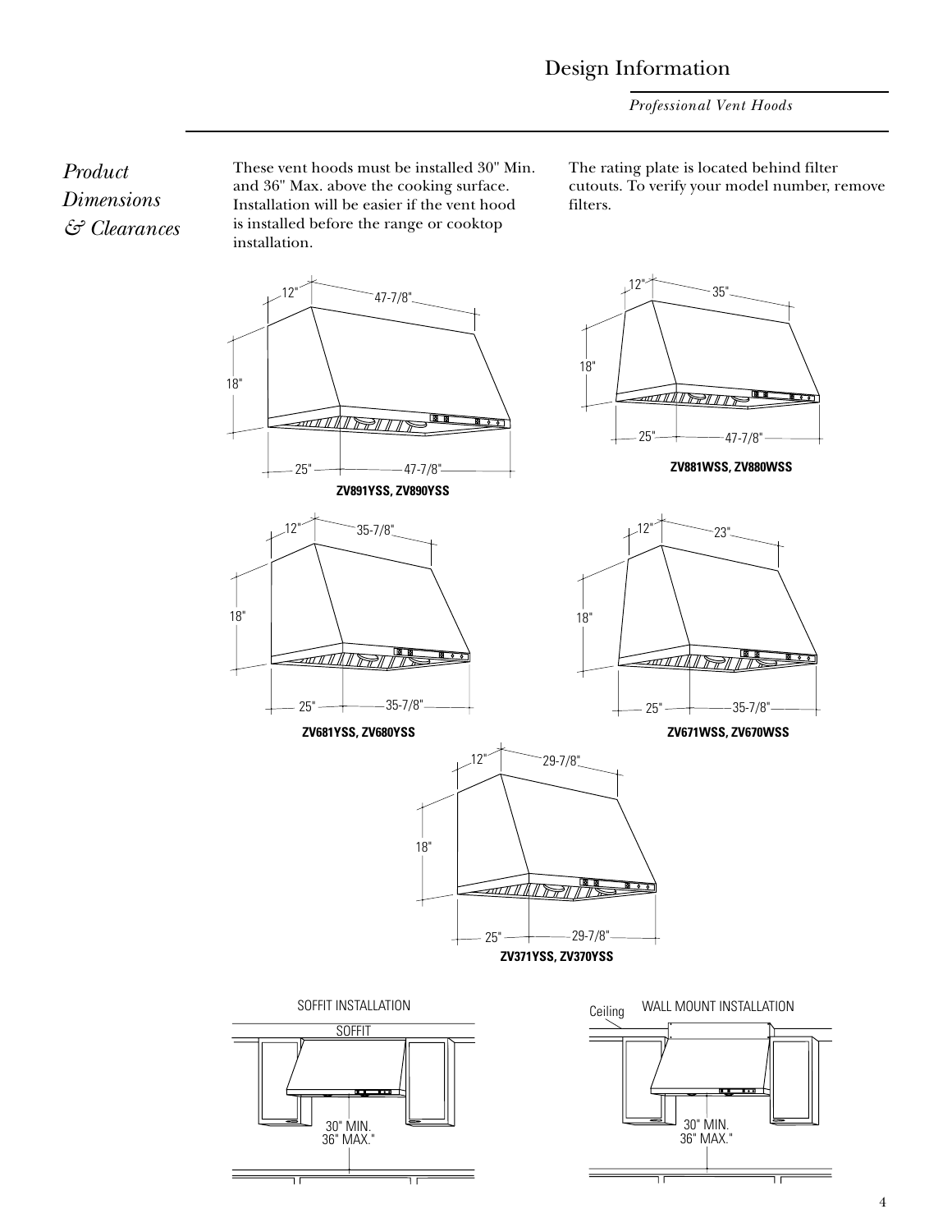# Design Information

*Professional Vent Hoods*

## *Product Dimensions & Clearances*

These vent hoods must be installed 30" Min. and 36" Max. above the cooking surface. Installation will be easier if the vent hood is installed before the range or cooktop installation.

The rating plate is located behind filter cutouts. To verify your model number, remove filters.

12" 47-7/8" 18" 25" 47-7/8"

**ZV891YSS, ZV890YSS**

12" 35" 18" 25" 47-7/8"

**ZV881WSS, ZV880WSS**

12" 35-7/8" 18" 25" 35-7/8"

**ZV681YSS, ZV680YSS**

12" 23" 18" 25" 35-7/8"

**ZV671WSS, ZV670WSS**

12" 29-7/8" 18" 25" 29-7/8"

**ZV371YSS, ZV370YSS**

SOFFIT INSTALLATION

SOFFIT

30" MIN.
36" MAX."

WALL MOUNT INSTALLATION

Ceiling

30" MIN.
36" MAX."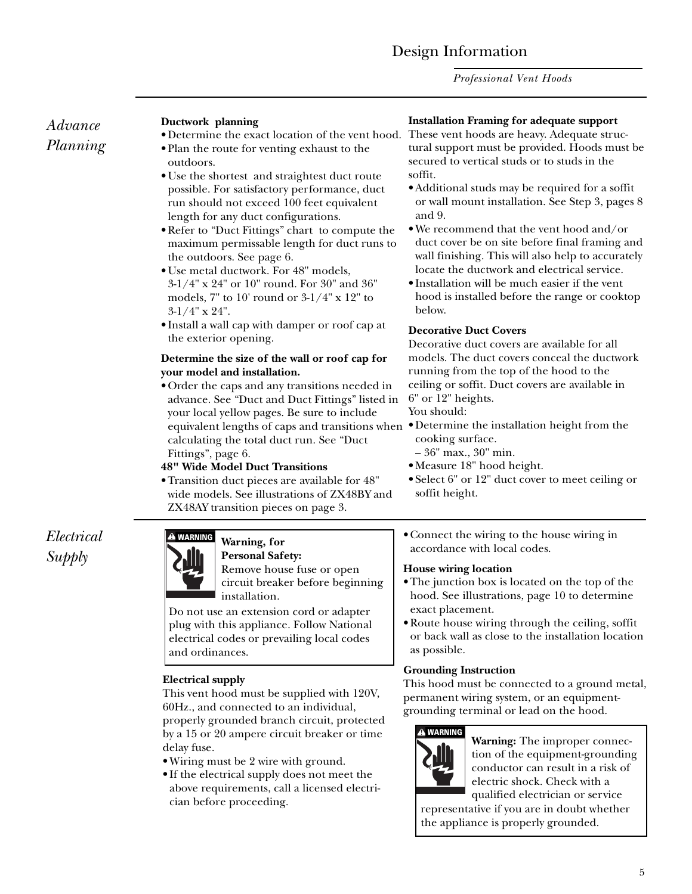# Design Information

*Professional Vent Hoods*

## *Advance Planning*

**Ductwork planning**

- Determine the exact location of the vent hood.
- Plan the route for venting exhaust to the outdoors.
- Use the shortest and straightest duct route possible. For satisfactory performance, duct run should not exceed 100 feet equivalent length for any duct configurations.
- Refer to “Duct Fittings” chart to compute the maximum permissable length for duct runs to the outdoors. See page 6.
- Use metal ductwork. For 48" models, 3-1/4" x 24" or 10" round. For 30" and 36" models, 7" to 10' round or 3-1/4" x 12" to 3-1/4" x 24".
- Install a wall cap with damper or roof cap at the exterior opening.

**Determine the size of the wall or roof cap for your model and installation.**

- Order the caps and any transitions needed in advance. See “Duct and Duct Fittings” listed in your local yellow pages. Be sure to include equivalent lengths of caps and transitions when calculating the total duct run. See “Duct Fittings”, page 6.

**48" Wide Model Duct Transitions**

- Transition duct pieces are available for 48" wide models. See illustrations of ZX48BY and ZX48AY transition pieces on page 3.

**Installation Framing for adequate support**

These vent hoods are heavy. Adequate structural support must be provided. Hoods must be secured to vertical studs or to studs in the soffit.

- Additional studs may be required for a soffit or wall mount installation. See Step 3, pages 8 and 9.
- We recommend that the vent hood and/or duct cover be on site before final framing and wall finishing. This will also help to accurately locate the ductwork and electrical service.
- Installation will be much easier if the vent hood is installed before the range or cooktop below.

**Decorative Duct Covers**

Decorative duct covers are available for all models. The duct covers conceal the ductwork running from the top of the hood to the ceiling or soffit. Duct covers are available in 6" or 12" heights.

You should:

- Determine the installation height from the cooking surface.
  – 36" max., 30" min.
- Measure 18" hood height.
- Select 6" or 12" duct cover to meet ceiling or soffit height.

## *Electrical Supply*

**WARNING**

**Warning, for Personal Safety:**
Remove house fuse or open circuit breaker before beginning installation.

Do not use an extension cord or adapter plug with this appliance. Follow National electrical codes or prevailing local codes and ordinances.

**Electrical supply**

This vent hood must be supplied with 120V, 60Hz., and connected to an individual, properly grounded branch circuit, protected by a 15 or 20 ampere circuit breaker or time delay fuse.

- Wiring must be 2 wire with ground.
- If the electrical supply does not meet the above requirements, call a licensed electrician before proceeding.
- Connect the wiring to the house wiring in accordance with local codes.

**House wiring location**

- The junction box is located on the top of the hood. See illustrations, page 10 to determine exact placement.
- Route house wiring through the ceiling, soffit or back wall as close to the installation location as possible.

**Grounding Instruction**

This hood must be connected to a ground metal, permanent wiring system, or an equipment-grounding terminal or lead on the hood.

**WARNING**

**Warning:** The improper connection of the equipment-grounding conductor can result in a risk of electric shock. Check with a qualified electrician or service representative if you are in doubt whether the appliance is properly grounded.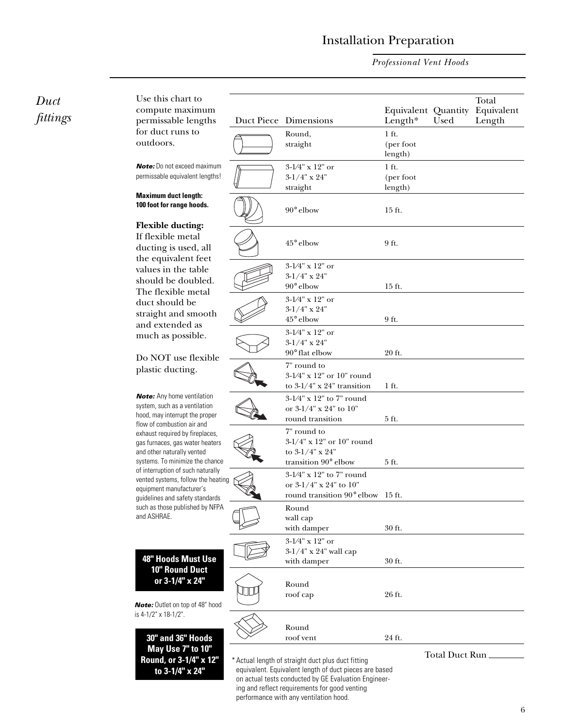## Duct fittings

Use this chart to compute maximum permissable lengths for duct runs to outdoors.

***Note:*** Do not exceed maximum permissable equivalent lengths!

**Maximum duct length: 100 foot for range hoods.**

**Flexible ducting:**
If flexible metal ducting is used, all the equivalent feet values in the table should be doubled. The flexible metal duct should be straight and smooth and extended as much as possible.

Do NOT use flexible plastic ducting.

***Note:*** Any home ventilation system, such as a ventilation hood, may interrupt the proper flow of combustion air and exhaust required by fireplaces, gas furnaces, gas water heaters and other naturally vented systems. To minimize the chance of interruption of such naturally vented systems, follow the heating equipment manufacturer's guidelines and safety standards such as those published by NFPA and ASHRAE.

**48" Hoods Must Use 10" Round Duct or 3-1/4" x 24"**

***Note:*** Outlet on top of 48" hood is 4-1/2" x 18-1/2".

**30" and 36" Hoods May Use 7" to 10" Round, or 3-1/4" x 12" to 3-1/4" x 24"**

| Duct Piece | Dimensions | Equivalent Length* | Quantity Used | Total Equivalent Length |
|---|---|---|---|---|
| | Round, straight | 1 ft. (per foot length) | | |
| | 3-1/4" x 12" or 3-1/4" x 24" straight | 1 ft. (per foot length) | | |
| | 90° elbow | 15 ft. | | |
| | 45° elbow | 9 ft. | | |
| | 3-1/4" x 12" or 3-1/4" x 24" 90° elbow | 15 ft. | | |
| | 3-1/4" x 12" or 3-1/4" x 24" 45° elbow | 9 ft. | | |
| | 3-1/4" x 12" or 3-1/4" x 24" 90° flat elbow | 20 ft. | | |
| | 7" round to 3-1/4" x 12" or 10" round to 3-1/4" x 24" transition | 1 ft. | | |
| | 3-1/4" x 12" to 7" round or 3-1/4" x 24" to 10" round transition | 5 ft. | | |
| | 7" round to 3-1/4" x 12" or 10" round to 3-1/4" x 24" transition 90° elbow | 5 ft. | | |
| | 3-1/4" x 12" to 7" round or 3-1/4" x 24" to 10" round transition 90° elbow | 15 ft. | | |
| | Round wall cap with damper | 30 ft. | | |
| | 3-1/4" x 12" or 3-1/4" x 24" wall cap with damper | 30 ft. | | |
| | Round roof cap | 26 ft. | | |
| | Round roof vent | 24 ft. | | |

Total Duct Run ________

\* Actual length of straight duct plus duct fitting equivalent. Equivalent length of duct pieces are based on actual tests conducted by GE Evaluation Engineering and reflect requirements for good venting performance with any ventilation hood.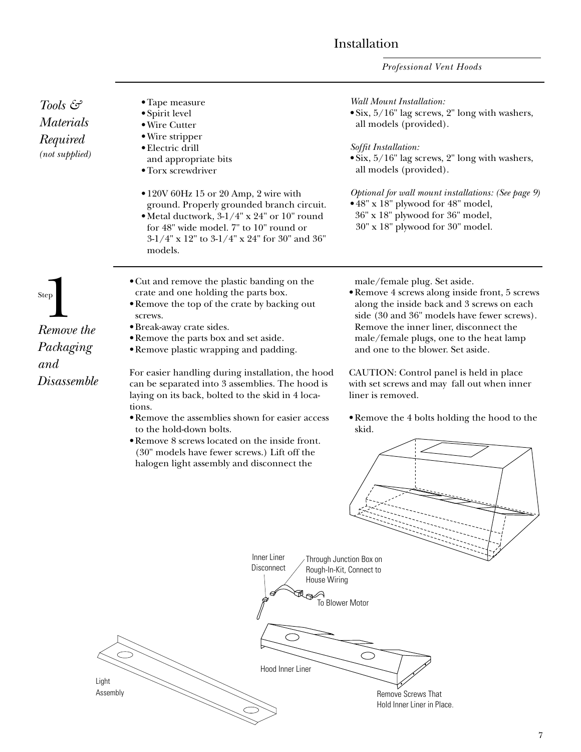# Installation

*Professional Vent Hoods*

## *Tools & Materials Required*
*(not supplied)*

- Tape measure
- Spirit level
- Wire Cutter
- Wire stripper
- Electric drill and appropriate bits
- Torx screwdriver

- 120V 60Hz 15 or 20 Amp, 2 wire with ground. Properly grounded branch circuit.
- Metal ductwork, 3-1/4" x 24" or 10" round for 48" wide model. 7" to 10" round or 3-1/4" x 12" to 3-1/4" x 24" for 30" and 36" models.

*Wall Mount Installation:*
- Six, 5/16" lag screws, 2" long with washers, all models (provided).

*Soffit Installation:*
- Six, 5/16" lag screws, 2" long with washers, all models (provided).

*Optional for wall mount installations: (See page 9)*
- 48" x 18" plywood for 48" model, 36" x 18" plywood for 36" model, 30" x 18" plywood for 30" model.

## Step 1 *Remove the Packaging and Disassemble*

- Cut and remove the plastic banding on the crate and one holding the parts box.
- Remove the top of the crate by backing out screws.
- Break-away crate sides.
- Remove the parts box and set aside.
- Remove plastic wrapping and padding.

For easier handling during installation, the hood can be separated into 3 assemblies. The hood is laying on its back, bolted to the skid in 4 locations.

- Remove the assemblies shown for easier access to the hold-down bolts.
- Remove 8 screws located on the inside front. (30" models have fewer screws.) Lift off the halogen light assembly and disconnect the male/female plug. Set aside.
- Remove 4 screws along inside front, 5 screws along the inside back and 3 screws on each side (30 and 36" models have fewer screws). Remove the inner liner, disconnect the male/female plugs, one to the heat lamp and one to the blower. Set aside.

CAUTION: Control panel is held in place with set screws and may fall out when inner liner is removed.

- Remove the 4 bolts holding the hood to the skid.

Inner Liner Disconnect

Through Junction Box on Rough-In-Kit, Connect to House Wiring

To Blower Motor

Hood Inner Liner

Light Assembly

Remove Screws That Hold Inner Liner in Place.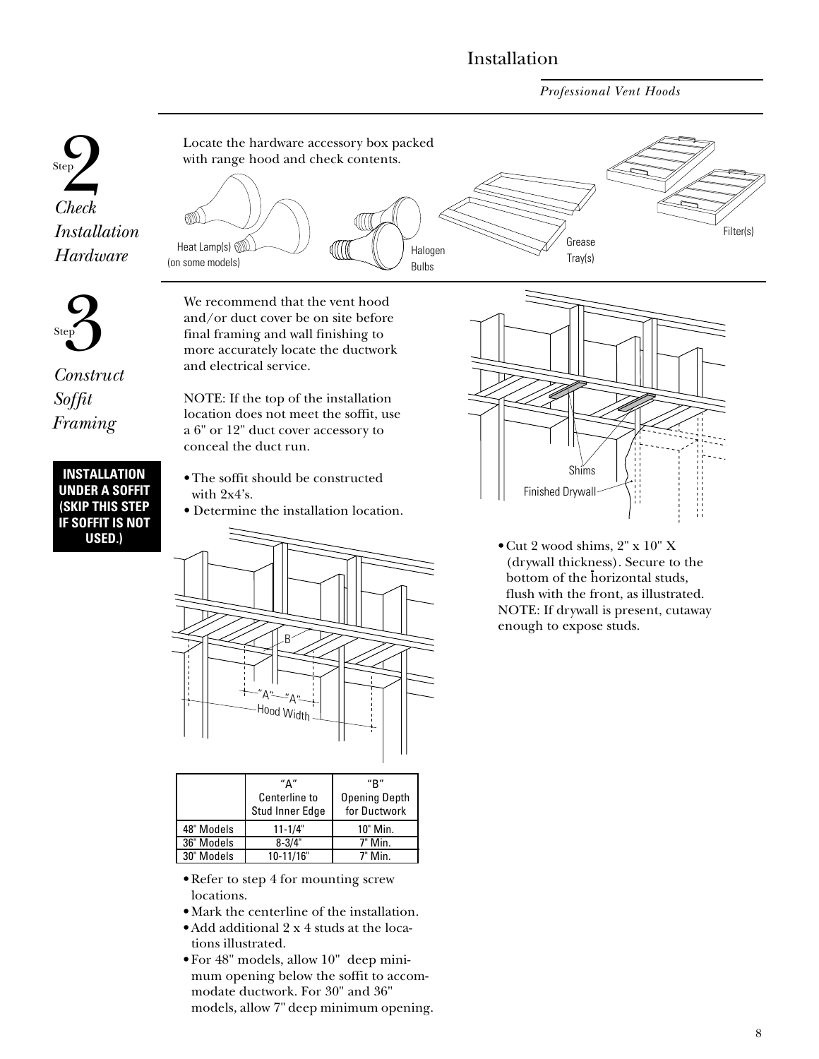# Step 2 Check Installation Hardware

Locate the hardware accessory box packed with range hood and check contents.

Heat Lamp(s) (on some models)

Halogen Bulbs

Grease Tray(s)

Filter(s)

# Step 3 Construct Soffit Framing

**INSTALLATION UNDER A SOFFIT (SKIP THIS STEP IF SOFFIT IS NOT USED.)**

We recommend that the vent hood and/or duct cover be on site before final framing and wall finishing to more accurately locate the ductwork and electrical service.

NOTE: If the top of the installation location does not meet the soffit, use a 6" or 12" duct cover accessory to conceal the duct run.

- The soffit should be constructed with 2x4's.
- Determine the installation location.

B

"A" "A"

Hood Width

| | "A" Centerline to Stud Inner Edge | "B" Opening Depth for Ductwork |
|---|---|---|
| 48" Models | 11-1/4" | 10" Min. |
| 36" Models | 8-3/4" | 7" Min. |
| 30" Models | 10-11/16" | 7" Min. |

- Refer to step 4 for mounting screw locations.
- Mark the centerline of the installation.
- Add additional 2 x 4 studs at the locations illustrated.
- For 48" models, allow 10" deep minimum opening below the soffit to accommodate ductwork. For 30" and 36" models, allow 7" deep minimum opening.

Shims

Finished Drywall

- Cut 2 wood shims, 2" x 10" X (drywall thickness). Secure to the bottom of the horizontal studs, flush with the front, as illustrated.

NOTE: If drywall is present, cutaway enough to expose studs.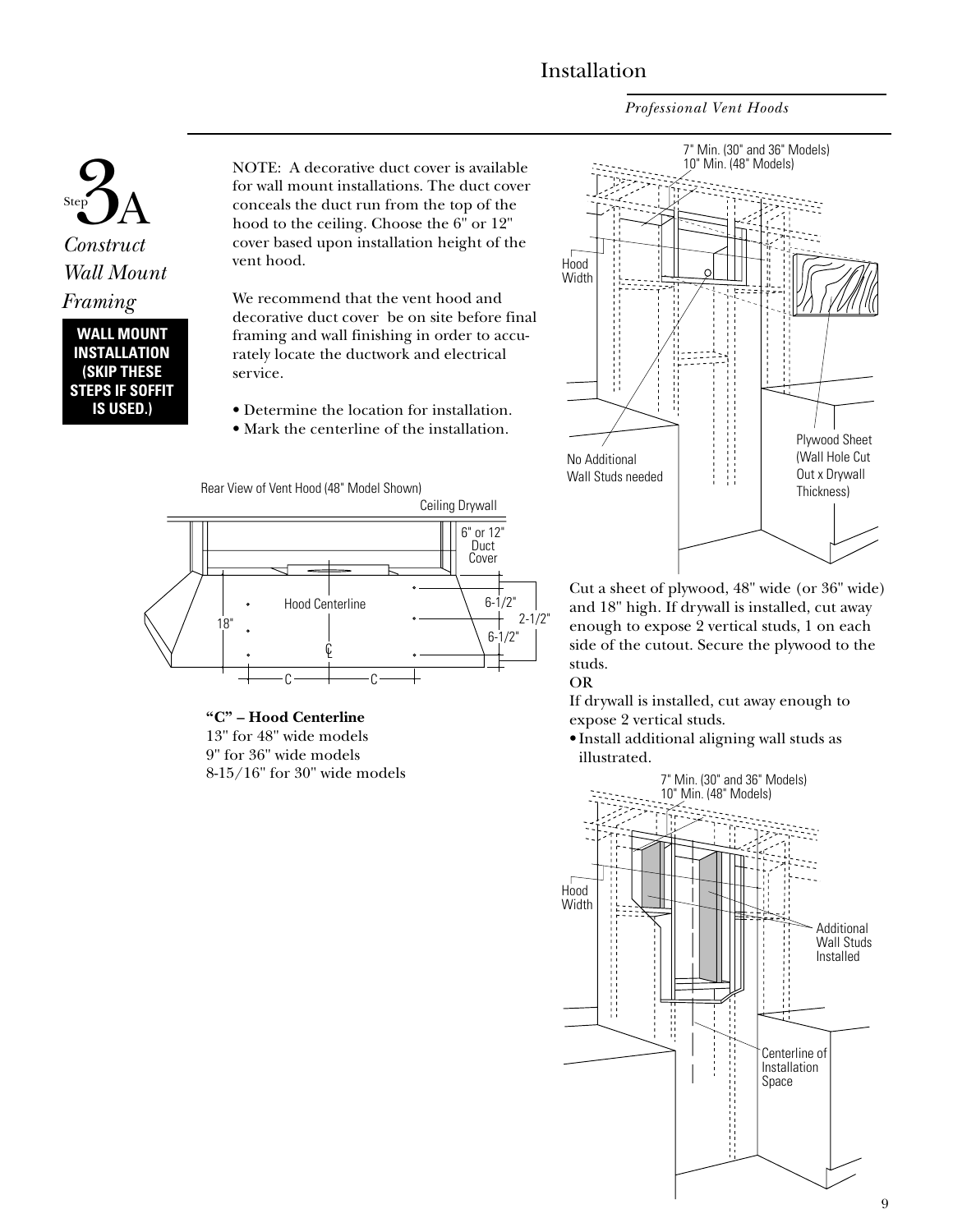# Step 3A Construct Wall Mount Framing

**WALL MOUNT INSTALLATION (SKIP THESE STEPS IF SOFFIT IS USED.)**

NOTE: A decorative duct cover is available for wall mount installations. The duct cover conceals the duct run from the top of the hood to the ceiling. Choose the 6" or 12" cover based upon installation height of the vent hood.

We recommend that the vent hood and decorative duct cover be on site before final framing and wall finishing in order to accurately locate the ductwork and electrical service.

- Determine the location for installation.
- Mark the centerline of the installation.

Rear View of Vent Hood (48" Model Shown)

Ceiling Drywall

6" or 12" Duct Cover

Hood Centerline

18"

6-1/2"

2-1/2"

6-1/2"

C C

**"C" – Hood Centerline**
13" for 48" wide models
9" for 36" wide models
8-15/16" for 30" wide models

7" Min. (30" and 36" Models)
10" Min. (48" Models)

Hood Width

No Additional Wall Studs needed

Plywood Sheet (Wall Hole Cut Out x Drywall Thickness)

Cut a sheet of plywood, 48" wide (or 36" wide) and 18" high. If drywall is installed, cut away enough to expose 2 vertical studs, 1 on each side of the cutout. Secure the plywood to the studs.

OR

If drywall is installed, cut away enough to expose 2 vertical studs.

- Install additional aligning wall studs as illustrated.

7" Min. (30" and 36" Models)
10" Min. (48" Models)

Hood Width

Additional Wall Studs Installed

Centerline of Installation Space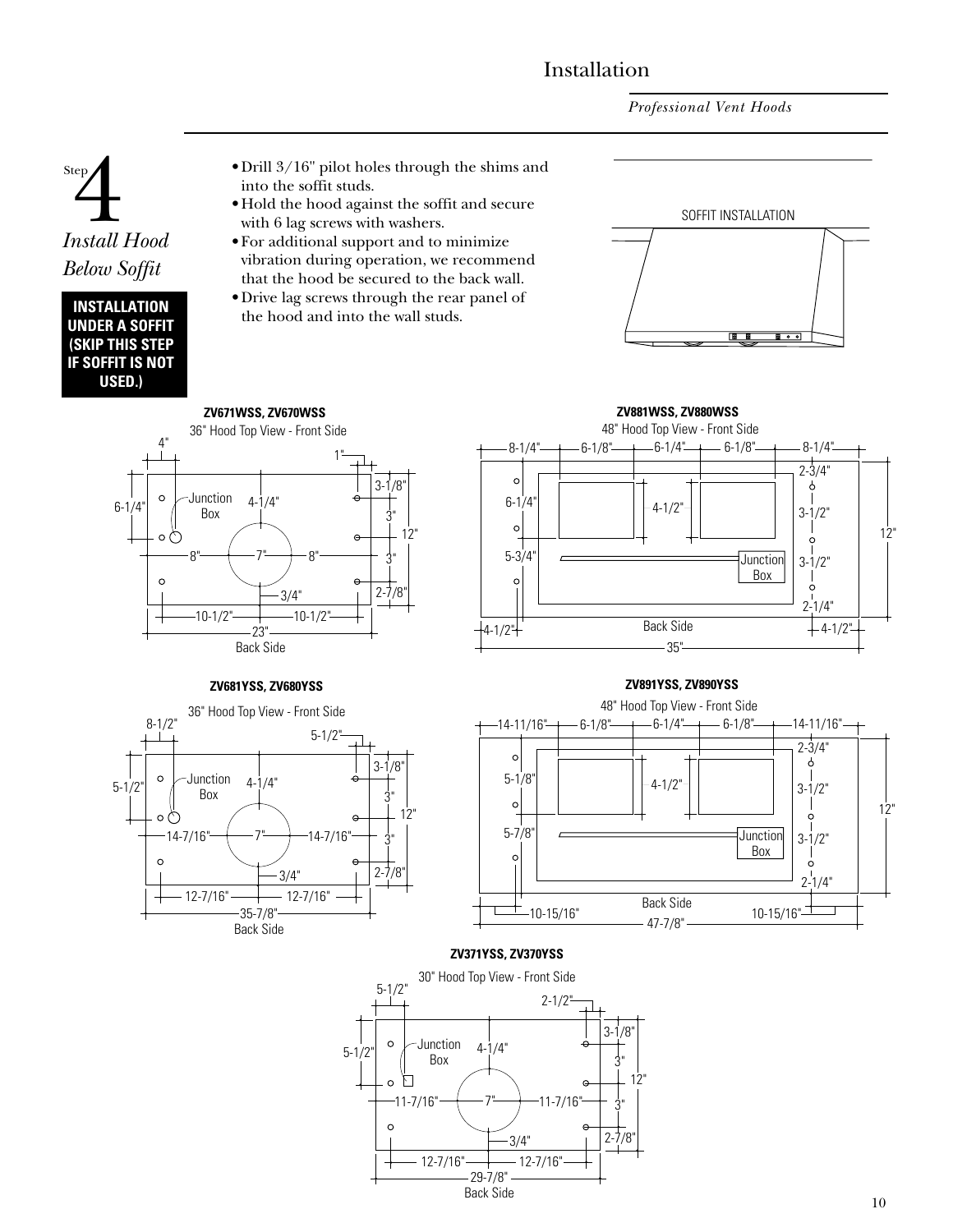Step 4

## *Install Hood Below Soffit*

**INSTALLATION UNDER A SOFFIT (SKIP THIS STEP IF SOFFIT IS NOT USED.)**

- Drill 3/16" pilot holes through the shims and into the soffit studs.
- Hold the hood against the soffit and secure with 6 lag screws with washers.
- For additional support and to minimize vibration during operation, we recommend that the hood be secured to the back wall.
- Drive lag screws through the rear panel of the hood and into the wall studs.

SOFFIT INSTALLATION

**ZV671WSS, ZV670WSS**

36" Hood Top View - Front Side

Dimensions: 4", 1", 6-1/4", 3-1/8", 3", 3", 2-7/8", 12", 4-1/4", 8", 7", 8", 3/4", 10-1/2", 10-1/2", 23". Junction Box. Back Side

**ZV881WSS, ZV880WSS**

48" Hood Top View - Front Side

Dimensions: 8-1/4", 6-1/8", 6-1/4", 6-1/8", 8-1/4", 2-3/4", 6-1/4", 4-1/2", 3-1/2", 12", 5-3/4", 3-1/2", 2-1/4", 4-1/2", 4-1/2", 35". Junction Box. Back Side

**ZV681YSS, ZV680YSS**

36" Hood Top View - Front Side

Dimensions: 8-1/2", 5-1/2", 5-1/2", 3-1/8", 3", 3", 2-7/8", 12", 4-1/4", 14-7/16", 7", 14-7/16", 3/4", 12-7/16", 12-7/16", 35-7/8". Junction Box. Back Side

**ZV891YSS, ZV890YSS**

48" Hood Top View - Front Side

Dimensions: 14-11/16", 6-1/8", 6-1/4", 6-1/8", 14-11/16", 2-3/4", 5-1/8", 4-1/2", 3-1/2", 12", 5-7/8", 3-1/2", 2-1/4", 10-15/16", 10-15/16", 47-7/8". Junction Box. Back Side

**ZV371YSS, ZV370YSS**

30" Hood Top View - Front Side

Dimensions: 5-1/2", 2-1/2", 5-1/2", 3-1/8", 3", 3", 2-7/8", 12", 4-1/4", 11-7/16", 7", 11-7/16", 3/4", 12-7/16", 12-7/16", 29-7/8". Junction Box. Back Side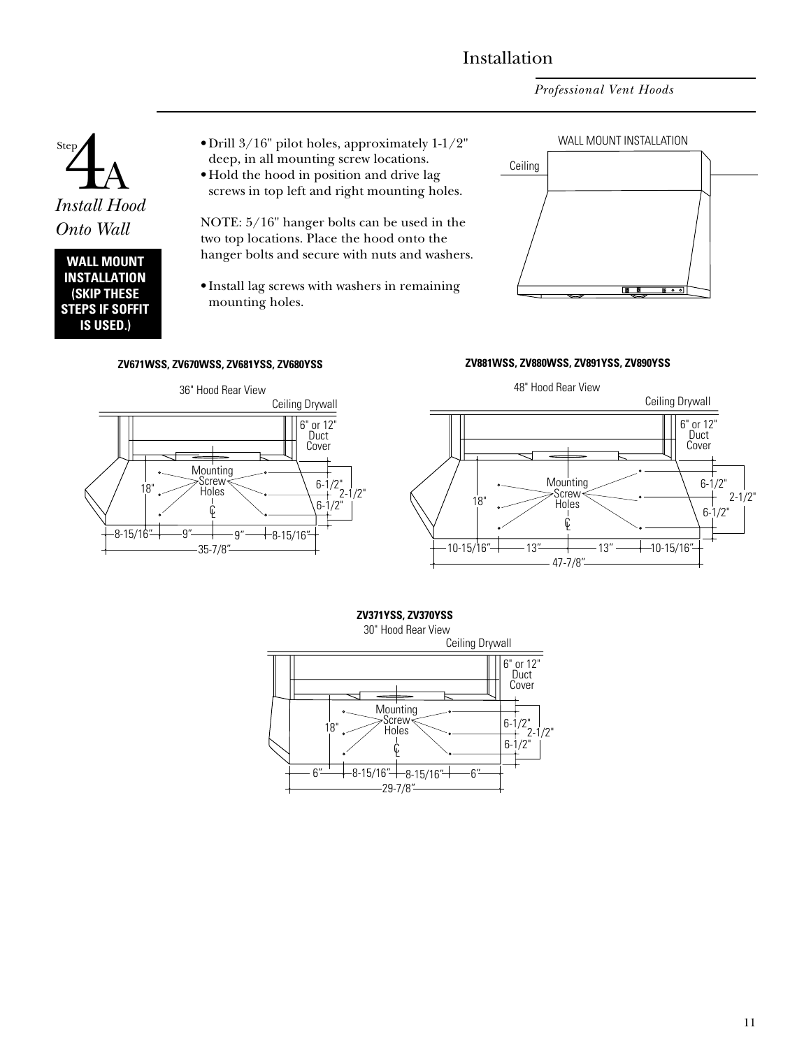Installation

*Professional Vent Hoods*

## Step 4A *Install Hood Onto Wall*

**WALL MOUNT INSTALLATION (SKIP THESE STEPS IF SOFFIT IS USED.)**

- Drill 3/16" pilot holes, approximately 1-1/2" deep, in all mounting screw locations.
- Hold the hood in position and drive lag screws in top left and right mounting holes.

NOTE: 5/16" hanger bolts can be used in the two top locations. Place the hood onto the hanger bolts and secure with nuts and washers.

- Install lag screws with washers in remaining mounting holes.

WALL MOUNT INSTALLATION

Ceiling

**ZV671WSS, ZV670WSS, ZV681YSS, ZV680YSS**

36" Hood Rear View

Ceiling Drywall

6" or 12" Duct Cover

Mounting Screw Holes

18"

6-1/2"

2-1/2"

6-1/2"

8-15/16" 9" 9" 8-15/16"

35-7/8"

**ZV881WSS, ZV880WSS, ZV891YSS, ZV890YSS**

48" Hood Rear View

Ceiling Drywall

6" or 12" Duct Cover

Mounting Screw Holes

18"

6-1/2"

2-1/2"

6-1/2"

10-15/16" 13" 13" 10-15/16"

47-7/8"

**ZV371YSS, ZV370YSS**

30" Hood Rear View

Ceiling Drywall

6" or 12" Duct Cover

Mounting Screw Holes

18"

6-1/2"

2-1/2"

6-1/2"

6" 8-15/16" 8-15/16" 6"

29-7/8"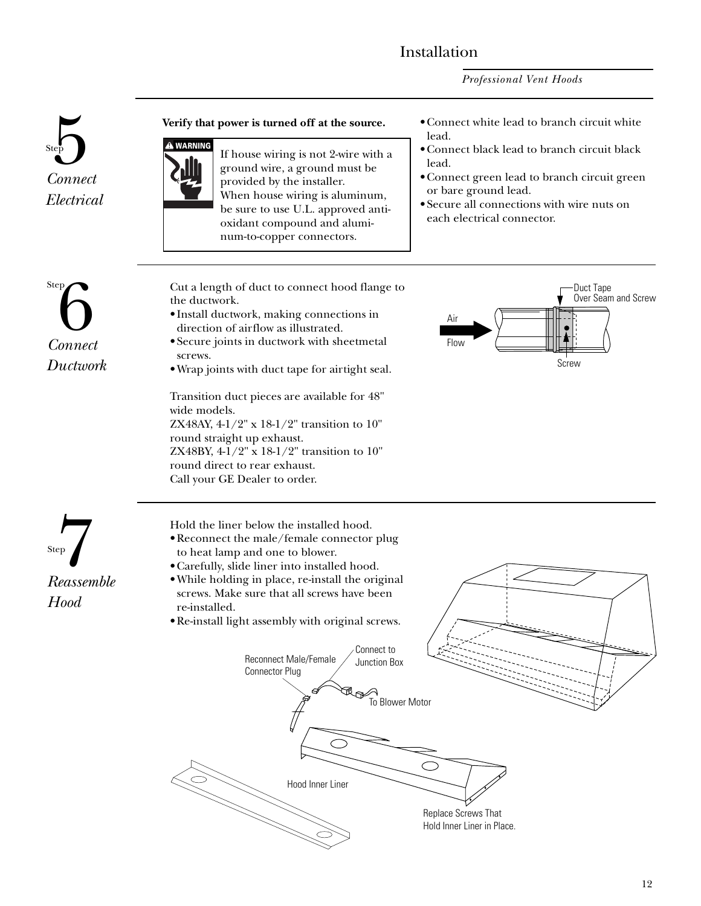## Step 5 — Connect Electrical

**Verify that power is turned off at the source.**

> **⚠ WARNING**
> If house wiring is not 2-wire with a ground wire, a ground must be provided by the installer.
> When house wiring is aluminum, be sure to use U.L. approved anti-oxidant compound and aluminum-to-copper connectors.

- Connect white lead to branch circuit white lead.
- Connect black lead to branch circuit black lead.
- Connect green lead to branch circuit green or bare ground lead.
- Secure all connections with wire nuts on each electrical connector.

## Step 6 — Connect Ductwork

Cut a length of duct to connect hood flange to the ductwork.

- Install ductwork, making connections in direction of airflow as illustrated.
- Secure joints in ductwork with sheetmetal screws.
- Wrap joints with duct tape for airtight seal.

Air Flow

Duct Tape Over Seam and Screw

Screw

Transition duct pieces are available for 48" wide models.
ZX48AY, 4-1/2" x 18-1/2" transition to 10" round straight up exhaust.
ZX48BY, 4-1/2" x 18-1/2" transition to 10" round direct to rear exhaust.
Call your GE Dealer to order.

## Step 7 — Reassemble Hood

Hold the liner below the installed hood.

- Reconnect the male/female connector plug to heat lamp and one to blower.
- Carefully, slide liner into installed hood.
- While holding in place, re-install the original screws. Make sure that all screws have been re-installed.
- Re-install light assembly with original screws.

Reconnect Male/Female Connector Plug

Connect to Junction Box

To Blower Motor

Hood Inner Liner

Replace Screws That Hold Inner Liner in Place.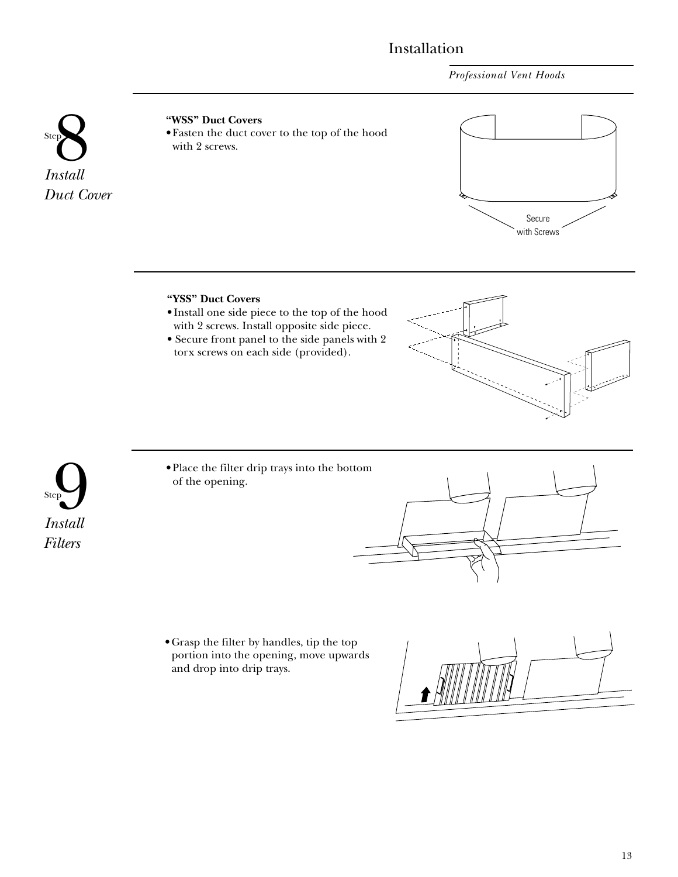# Installation

*Professional Vent Hoods*

## Step 8

### *Install Duct Cover*

**"WSS" Duct Covers**

- Fasten the duct cover to the top of the hood with 2 screws.

Secure with Screws

**"YSS" Duct Covers**

- Install one side piece to the top of the hood with 2 screws. Install opposite side piece.
- Secure front panel to the side panels with 2 torx screws on each side (provided).

## Step 9

### *Install Filters*

- Place the filter drip trays into the bottom of the opening.

- Grasp the filter by handles, tip the top portion into the opening, move upwards and drop into drip trays.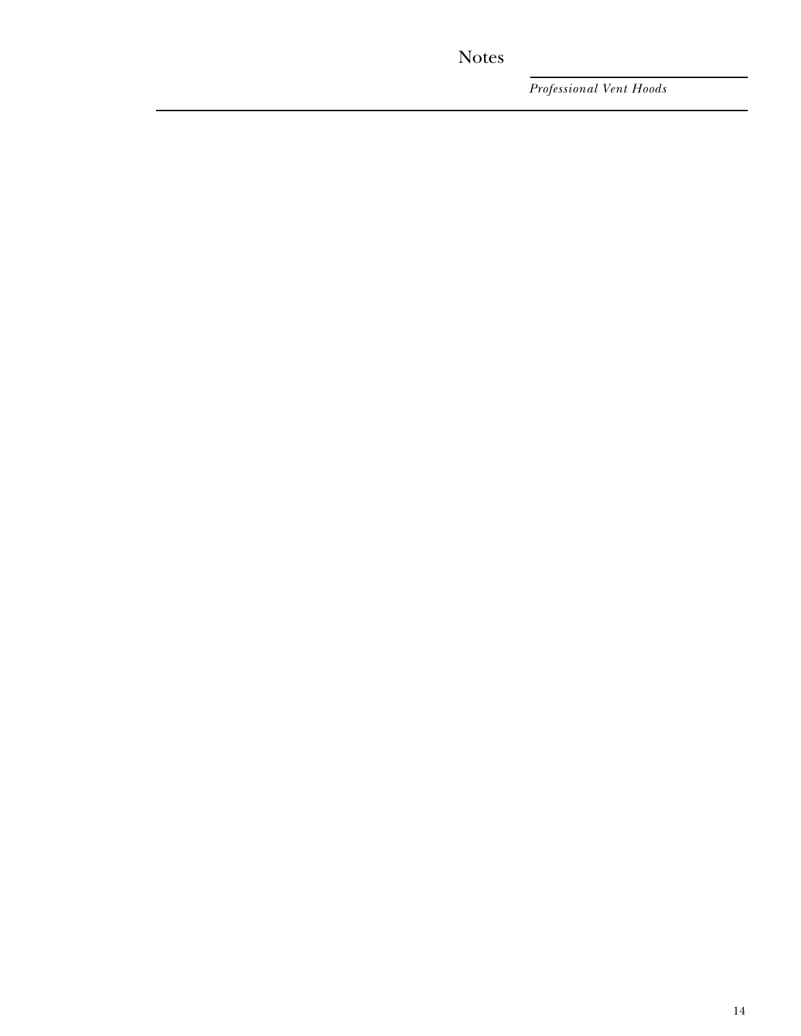# Notes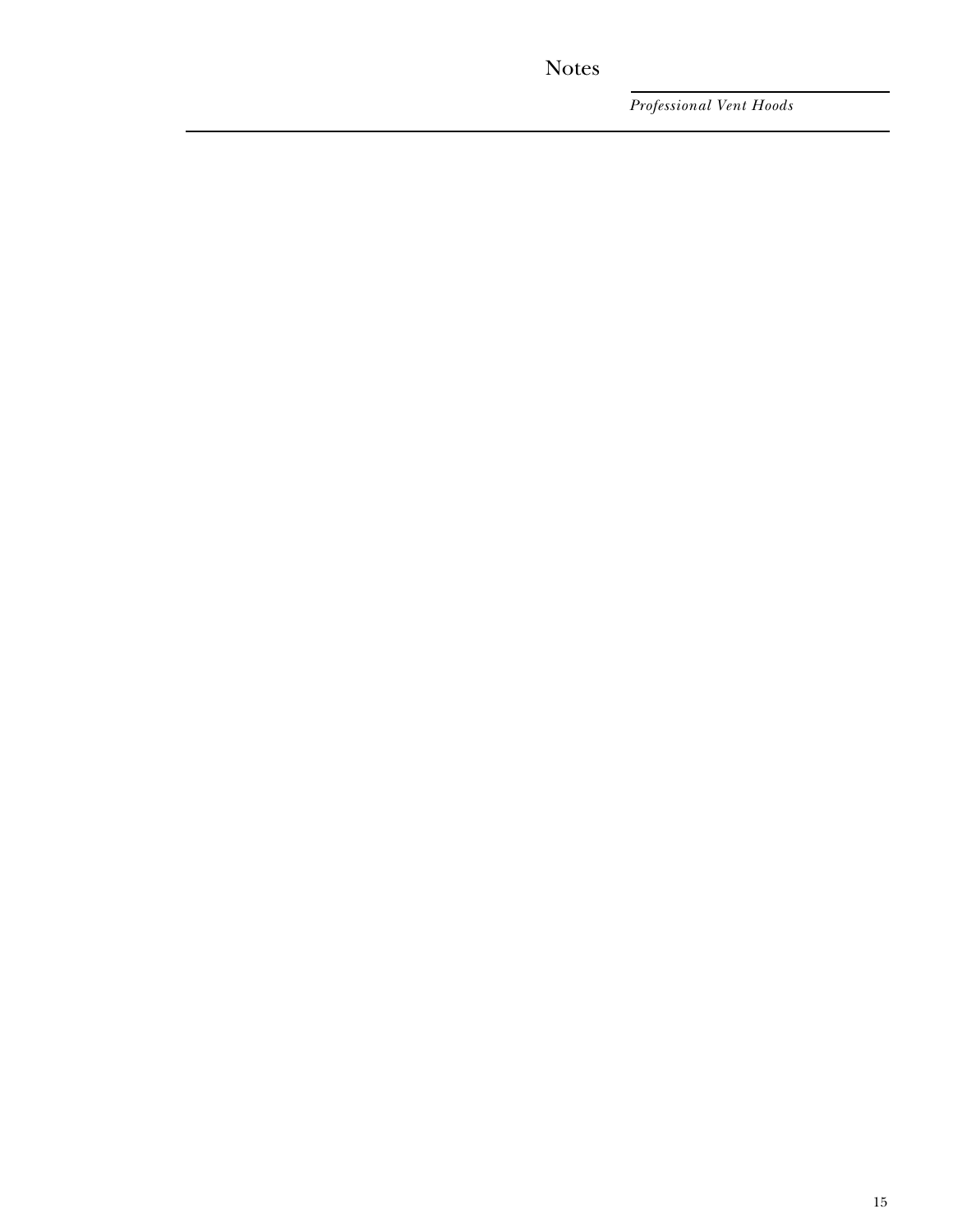# Notes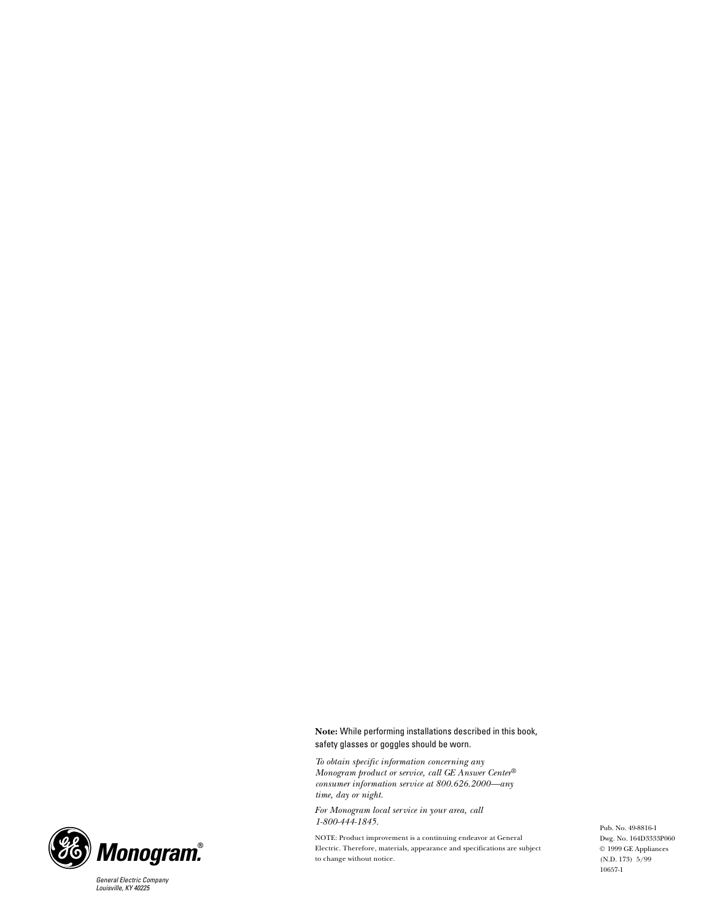**Note:** While performing installations described in this book, safety glasses or goggles should be worn.

*To obtain specific information concerning any Monogram product or service, call GE Answer Center® consumer information service at 800.626.2000—any time, day or night.*

*For Monogram local service in your area, call 1-800-444-1845.*

NOTE: Product improvement is a continuing endeavor at General Electric. Therefore, materials, appearance and specifications are subject to change without notice.

Pub. No. 49-8816-1
Dwg. No. 164D3333P060
© 1999 GE Appliances
(N.D. 173) 5/99
10657-1

Monogram®

*General Electric Company*
*Louisville, KY 40225*